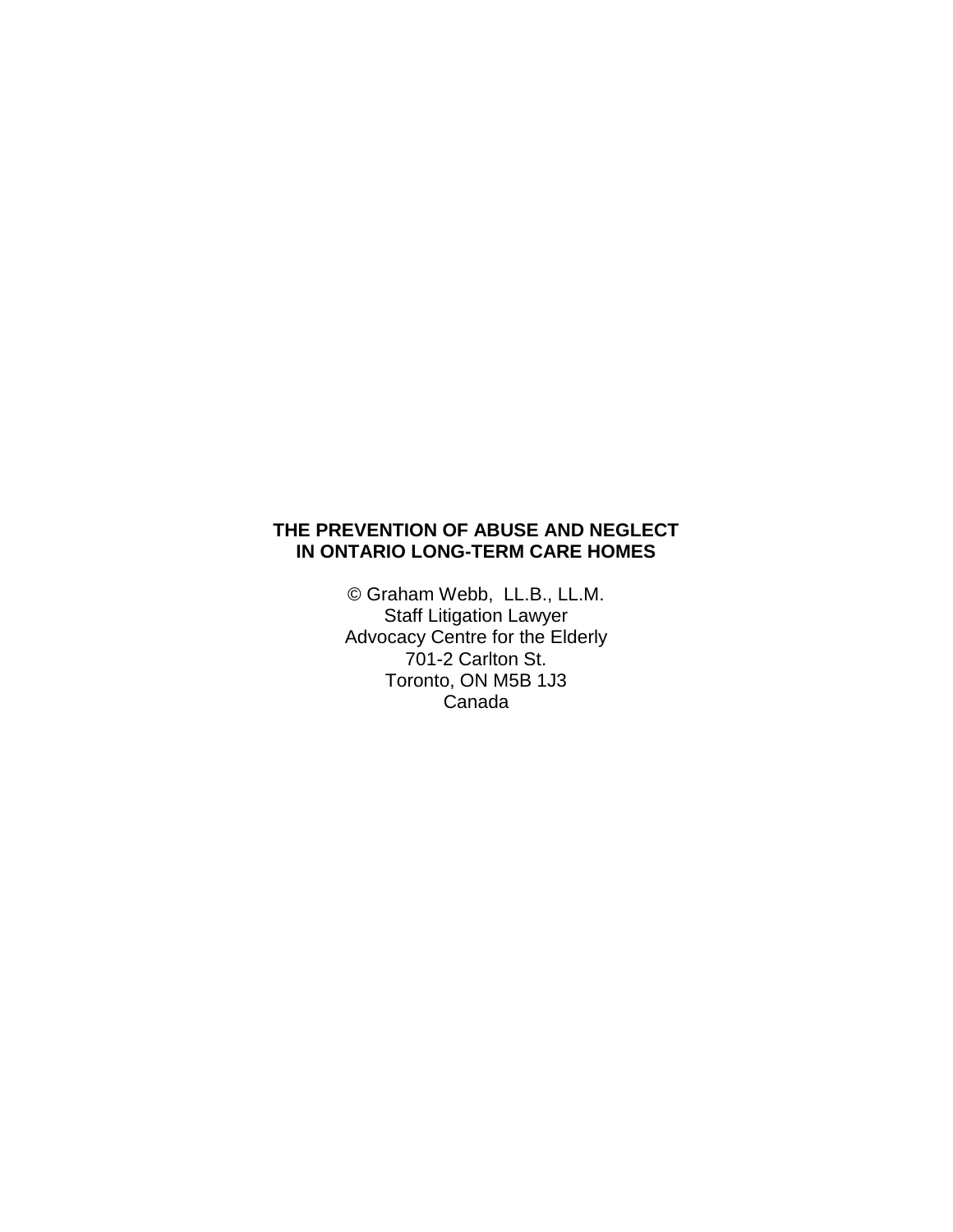# THE PREVENTION OF ABUSE AND NEGLECT IN ONTARIO LONG-TERM CARE HOMES

© Graham Webb, LL.B., LL.M.
Staff Litigation Lawyer
Advocacy Centre for the Elderly
701-2 Carlton St.
Toronto, ON M5B 1J3
Canada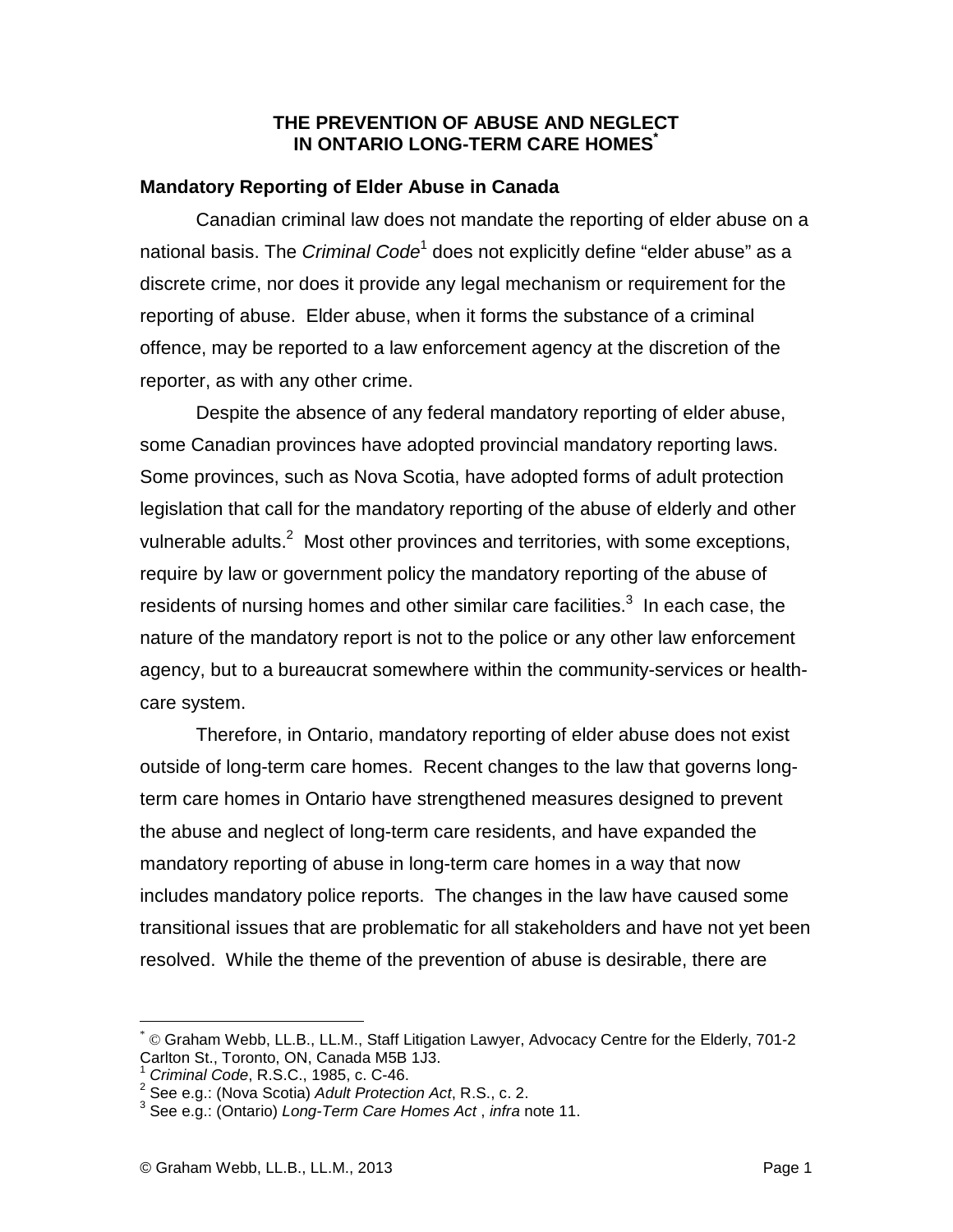# THE PREVENTION OF ABUSE AND NEGLECT IN ONTARIO LONG-TERM CARE HOMES[*]

## Mandatory Reporting of Elder Abuse in Canada

Canadian criminal law does not mandate the reporting of elder abuse on a national basis. The *Criminal Code*[1] does not explicitly define "elder abuse" as a discrete crime, nor does it provide any legal mechanism or requirement for the reporting of abuse. Elder abuse, when it forms the substance of a criminal offence, may be reported to a law enforcement agency at the discretion of the reporter, as with any other crime.

Despite the absence of any federal mandatory reporting of elder abuse, some Canadian provinces have adopted provincial mandatory reporting laws. Some provinces, such as Nova Scotia, have adopted forms of adult protection legislation that call for the mandatory reporting of the abuse of elderly and other vulnerable adults.[2] Most other provinces and territories, with some exceptions, require by law or government policy the mandatory reporting of the abuse of residents of nursing homes and other similar care facilities.[3] In each case, the nature of the mandatory report is not to the police or any other law enforcement agency, but to a bureaucrat somewhere within the community-services or health-care system.

Therefore, in Ontario, mandatory reporting of elder abuse does not exist outside of long-term care homes. Recent changes to the law that governs long-term care homes in Ontario have strengthened measures designed to prevent the abuse and neglect of long-term care residents, and have expanded the mandatory reporting of abuse in long-term care homes in a way that now includes mandatory police reports. The changes in the law have caused some transitional issues that are problematic for all stakeholders and have not yet been resolved. While the theme of the prevention of abuse is desirable, there are

---

[*] © Graham Webb, LL.B., LL.M., Staff Litigation Lawyer, Advocacy Centre for the Elderly, 701-2 Carlton St., Toronto, ON, Canada M5B 1J3.

[1] *Criminal Code*, R.S.C., 1985, c. C-46.

[2] See e.g.: (Nova Scotia) *Adult Protection Act*, R.S., c. 2.

[3] See e.g.: (Ontario) *Long-Term Care Homes Act* , *infra* note 11.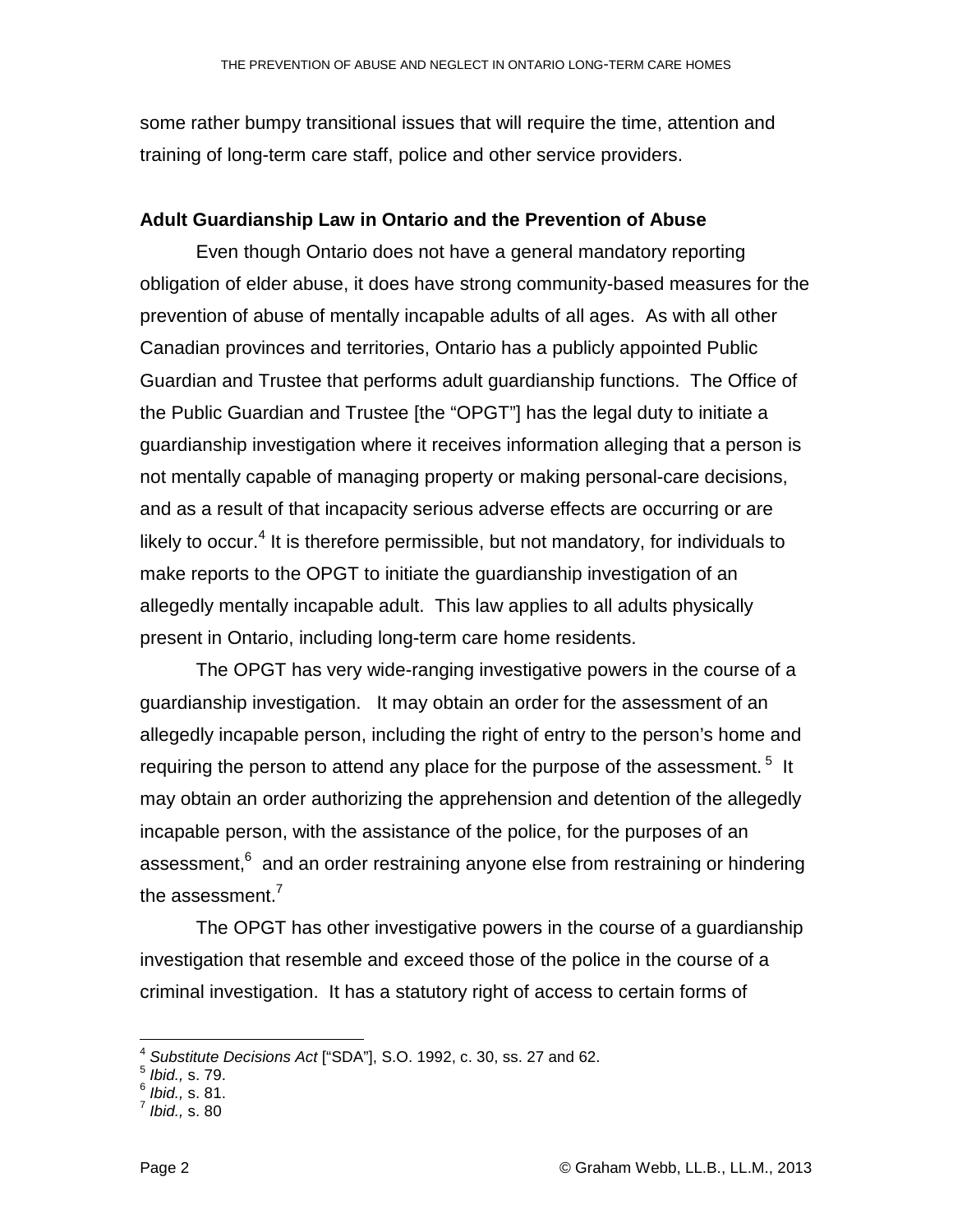some rather bumpy transitional issues that will require the time, attention and training of long-term care staff, police and other service providers.

**Adult Guardianship Law in Ontario and the Prevention of Abuse**

Even though Ontario does not have a general mandatory reporting obligation of elder abuse, it does have strong community-based measures for the prevention of abuse of mentally incapable adults of all ages. As with all other Canadian provinces and territories, Ontario has a publicly appointed Public Guardian and Trustee that performs adult guardianship functions. The Office of the Public Guardian and Trustee [the "OPGT"] has the legal duty to initiate a guardianship investigation where it receives information alleging that a person is not mentally capable of managing property or making personal-care decisions, and as a result of that incapacity serious adverse effects are occurring or are likely to occur.[4] It is therefore permissible, but not mandatory, for individuals to make reports to the OPGT to initiate the guardianship investigation of an allegedly mentally incapable adult. This law applies to all adults physically present in Ontario, including long-term care home residents.

The OPGT has very wide-ranging investigative powers in the course of a guardianship investigation. It may obtain an order for the assessment of an allegedly incapable person, including the right of entry to the person's home and requiring the person to attend any place for the purpose of the assessment.[5] It may obtain an order authorizing the apprehension and detention of the allegedly incapable person, with the assistance of the police, for the purposes of an assessment,[6] and an order restraining anyone else from restraining or hindering the assessment.[7]

The OPGT has other investigative powers in the course of a guardianship investigation that resemble and exceed those of the police in the course of a criminal investigation. It has a statutory right of access to certain forms of

---

[4] *Substitute Decisions Act* ["SDA"], S.O. 1992, c. 30, ss. 27 and 62.
[5] *Ibid.,* s. 79.
[6] *Ibid.,* s. 81.
[7] *Ibid.,* s. 80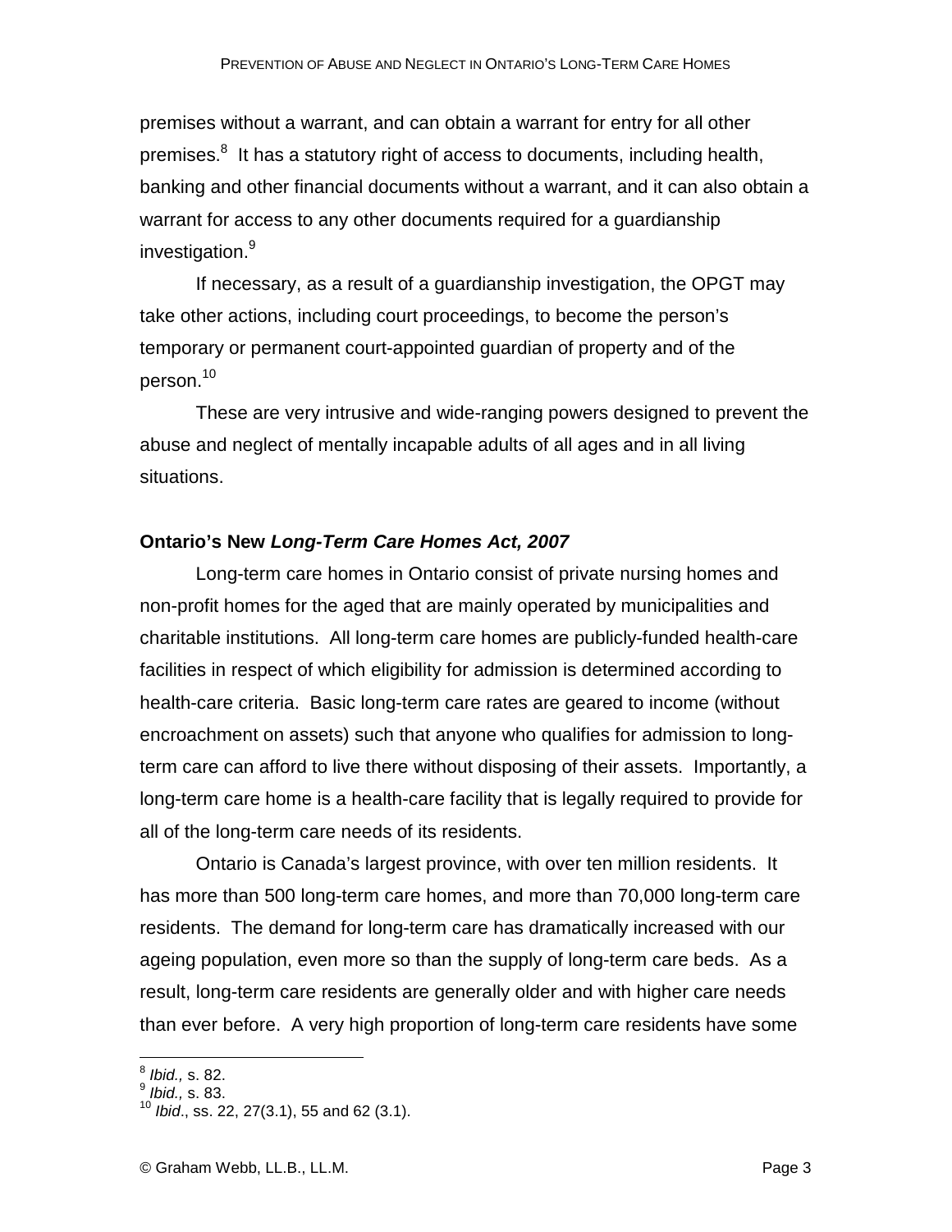premises without a warrant, and can obtain a warrant for entry for all other premises.[8] It has a statutory right of access to documents, including health, banking and other financial documents without a warrant, and it can also obtain a warrant for access to any other documents required for a guardianship investigation.[9]

If necessary, as a result of a guardianship investigation, the OPGT may take other actions, including court proceedings, to become the person's temporary or permanent court-appointed guardian of property and of the person.[10]

These are very intrusive and wide-ranging powers designed to prevent the abuse and neglect of mentally incapable adults of all ages and in all living situations.

**Ontario's New *Long-Term Care Homes Act, 2007***

Long-term care homes in Ontario consist of private nursing homes and non-profit homes for the aged that are mainly operated by municipalities and charitable institutions. All long-term care homes are publicly-funded health-care facilities in respect of which eligibility for admission is determined according to health-care criteria. Basic long-term care rates are geared to income (without encroachment on assets) such that anyone who qualifies for admission to long-term care can afford to live there without disposing of their assets. Importantly, a long-term care home is a health-care facility that is legally required to provide for all of the long-term care needs of its residents.

Ontario is Canada's largest province, with over ten million residents. It has more than 500 long-term care homes, and more than 70,000 long-term care residents. The demand for long-term care has dramatically increased with our ageing population, even more so than the supply of long-term care beds. As a result, long-term care residents are generally older and with higher care needs than ever before. A very high proportion of long-term care residents have some

---

[8] *Ibid.,* s. 82.

[9] *Ibid.,* s. 83.

[10] *Ibid*., ss. 22, 27(3.1), 55 and 62 (3.1).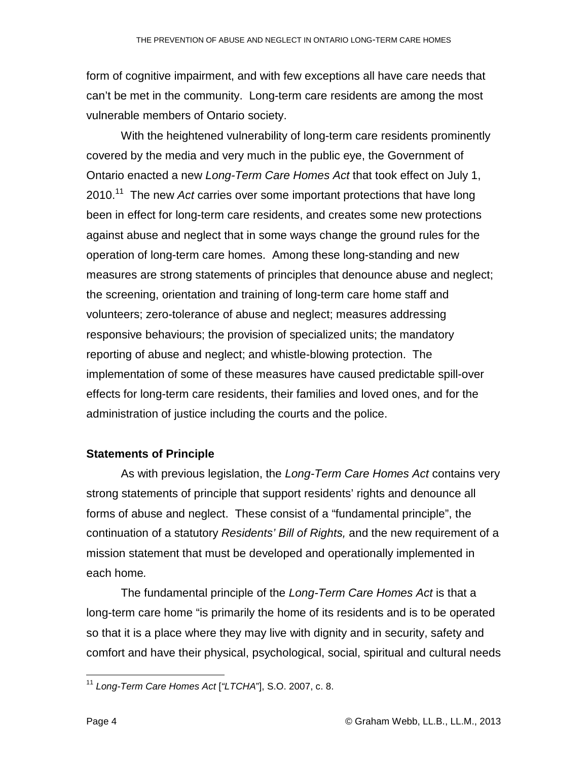form of cognitive impairment, and with few exceptions all have care needs that can't be met in the community. Long-term care residents are among the most vulnerable members of Ontario society.

With the heightened vulnerability of long-term care residents prominently covered by the media and very much in the public eye, the Government of Ontario enacted a new *Long-Term Care Homes Act* that took effect on July 1, 2010.[11] The new *Act* carries over some important protections that have long been in effect for long-term care residents, and creates some new protections against abuse and neglect that in some ways change the ground rules for the operation of long-term care homes. Among these long-standing and new measures are strong statements of principles that denounce abuse and neglect; the screening, orientation and training of long-term care home staff and volunteers; zero-tolerance of abuse and neglect; measures addressing responsive behaviours; the provision of specialized units; the mandatory reporting of abuse and neglect; and whistle-blowing protection. The implementation of some of these measures have caused predictable spill-over effects for long-term care residents, their families and loved ones, and for the administration of justice including the courts and the police.

**Statements of Principle**

As with previous legislation, the *Long-Term Care Homes Act* contains very strong statements of principle that support residents' rights and denounce all forms of abuse and neglect. These consist of a "fundamental principle", the continuation of a statutory *Residents' Bill of Rights,* and the new requirement of a mission statement that must be developed and operationally implemented in each home.

The fundamental principle of the *Long-Term Care Homes Act* is that a long-term care home "is primarily the home of its residents and is to be operated so that it is a place where they may live with dignity and in security, safety and comfort and have their physical, psychological, social, spiritual and cultural needs

[11] *Long-Term Care Homes Act* [*"LTCHA*"], S.O. 2007, c. 8.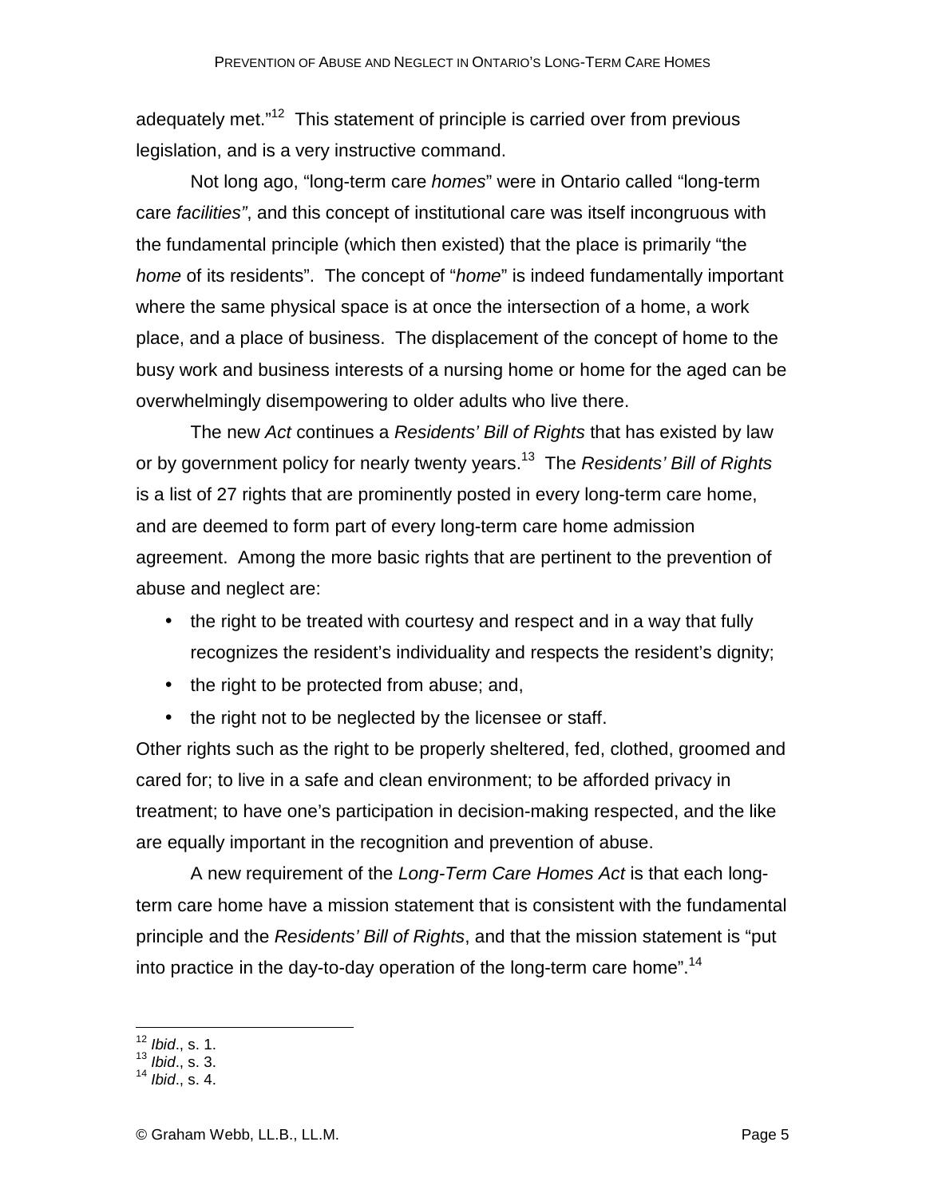adequately met."[12] This statement of principle is carried over from previous legislation, and is a very instructive command.

Not long ago, "long-term care *homes*" were in Ontario called "long-term care *facilities"*, and this concept of institutional care was itself incongruous with the fundamental principle (which then existed) that the place is primarily "the *home* of its residents". The concept of "*home*" is indeed fundamentally important where the same physical space is at once the intersection of a home, a work place, and a place of business. The displacement of the concept of home to the busy work and business interests of a nursing home or home for the aged can be overwhelmingly disempowering to older adults who live there.

The new *Act* continues a *Residents' Bill of Rights* that has existed by law or by government policy for nearly twenty years.[13] The *Residents' Bill of Rights* is a list of 27 rights that are prominently posted in every long-term care home, and are deemed to form part of every long-term care home admission agreement. Among the more basic rights that are pertinent to the prevention of abuse and neglect are:

- the right to be treated with courtesy and respect and in a way that fully recognizes the resident's individuality and respects the resident's dignity;
- the right to be protected from abuse; and,
- the right not to be neglected by the licensee or staff.

Other rights such as the right to be properly sheltered, fed, clothed, groomed and cared for; to live in a safe and clean environment; to be afforded privacy in treatment; to have one's participation in decision-making respected, and the like are equally important in the recognition and prevention of abuse.

A new requirement of the *Long-Term Care Homes Act* is that each long-term care home have a mission statement that is consistent with the fundamental principle and the *Residents' Bill of Rights*, and that the mission statement is "put into practice in the day-to-day operation of the long-term care home".[14]

---

[12] *Ibid*., s. 1.
[13] *Ibid*., s. 3.
[14] *Ibid*., s. 4.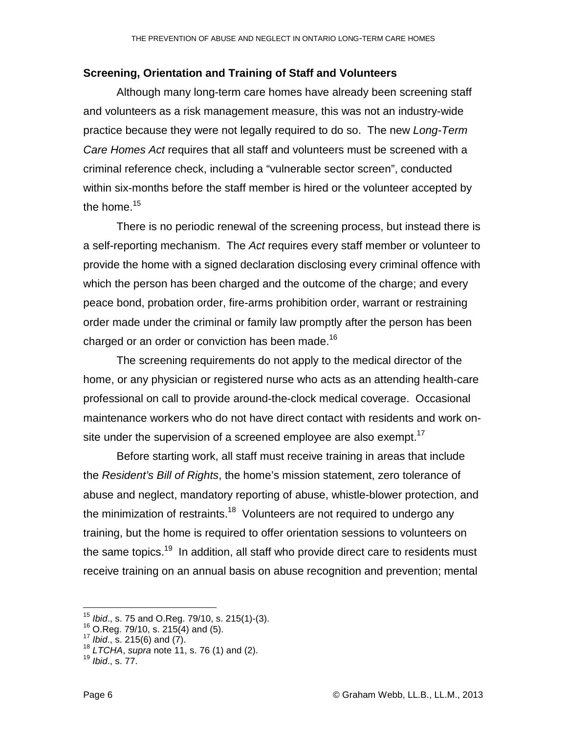**Screening, Orientation and Training of Staff and Volunteers**

Although many long-term care homes have already been screening staff and volunteers as a risk management measure, this was not an industry-wide practice because they were not legally required to do so. The new *Long-Term Care Homes Act* requires that all staff and volunteers must be screened with a criminal reference check, including a "vulnerable sector screen", conducted within six-months before the staff member is hired or the volunteer accepted by the home.[15]

There is no periodic renewal of the screening process, but instead there is a self-reporting mechanism. The *Act* requires every staff member or volunteer to provide the home with a signed declaration disclosing every criminal offence with which the person has been charged and the outcome of the charge; and every peace bond, probation order, fire-arms prohibition order, warrant or restraining order made under the criminal or family law promptly after the person has been charged or an order or conviction has been made.[16]

The screening requirements do not apply to the medical director of the home, or any physician or registered nurse who acts as an attending health-care professional on call to provide around-the-clock medical coverage. Occasional maintenance workers who do not have direct contact with residents and work on-site under the supervision of a screened employee are also exempt.[17]

Before starting work, all staff must receive training in areas that include the *Resident's Bill of Rights*, the home's mission statement, zero tolerance of abuse and neglect, mandatory reporting of abuse, whistle-blower protection, and the minimization of restraints.[18] Volunteers are not required to undergo any training, but the home is required to offer orientation sessions to volunteers on the same topics.[19] In addition, all staff who provide direct care to residents must receive training on an annual basis on abuse recognition and prevention; mental

---

[15] *Ibid*., s. 75 and O.Reg. 79/10, s. 215(1)-(3).
[16] O.Reg. 79/10, s. 215(4) and (5).
[17] *Ibid*., s. 215(6) and (7).
[18] *LTCHA*, *supra* note 11, s. 76 (1) and (2).
[19] *Ibid*., s. 77.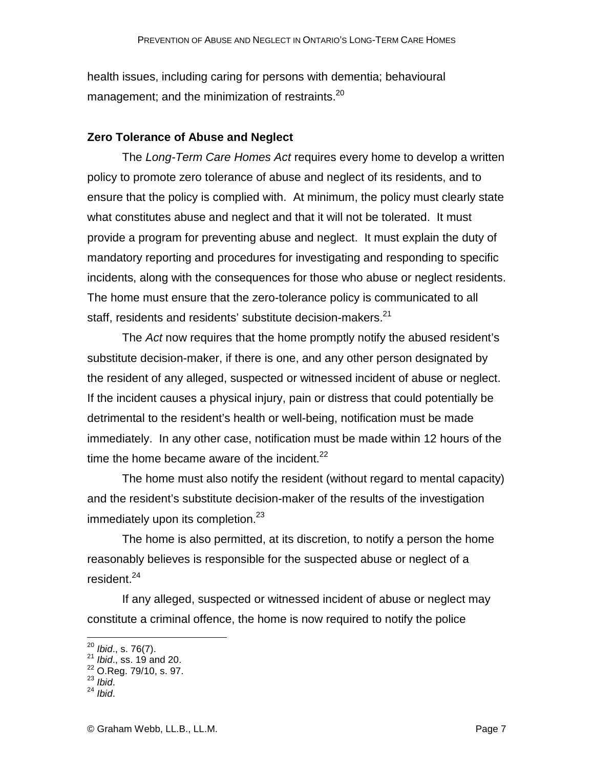health issues, including caring for persons with dementia; behavioural management; and the minimization of restraints.[20]

**Zero Tolerance of Abuse and Neglect**

The *Long-Term Care Homes Act* requires every home to develop a written policy to promote zero tolerance of abuse and neglect of its residents, and to ensure that the policy is complied with. At minimum, the policy must clearly state what constitutes abuse and neglect and that it will not be tolerated. It must provide a program for preventing abuse and neglect. It must explain the duty of mandatory reporting and procedures for investigating and responding to specific incidents, along with the consequences for those who abuse or neglect residents. The home must ensure that the zero-tolerance policy is communicated to all staff, residents and residents' substitute decision-makers.[21]

The *Act* now requires that the home promptly notify the abused resident's substitute decision-maker, if there is one, and any other person designated by the resident of any alleged, suspected or witnessed incident of abuse or neglect. If the incident causes a physical injury, pain or distress that could potentially be detrimental to the resident's health or well-being, notification must be made immediately. In any other case, notification must be made within 12 hours of the time the home became aware of the incident.[22]

The home must also notify the resident (without regard to mental capacity) and the resident's substitute decision-maker of the results of the investigation immediately upon its completion.[23]

The home is also permitted, at its discretion, to notify a person the home reasonably believes is responsible for the suspected abuse or neglect of a resident.[24]

If any alleged, suspected or witnessed incident of abuse or neglect may constitute a criminal offence, the home is now required to notify the police

---

[20] *Ibid*., s. 76(7).
[21] *Ibid*., ss. 19 and 20.
[22] O.Reg. 79/10, s. 97.
[23] *Ibid*.
[24] *Ibid*.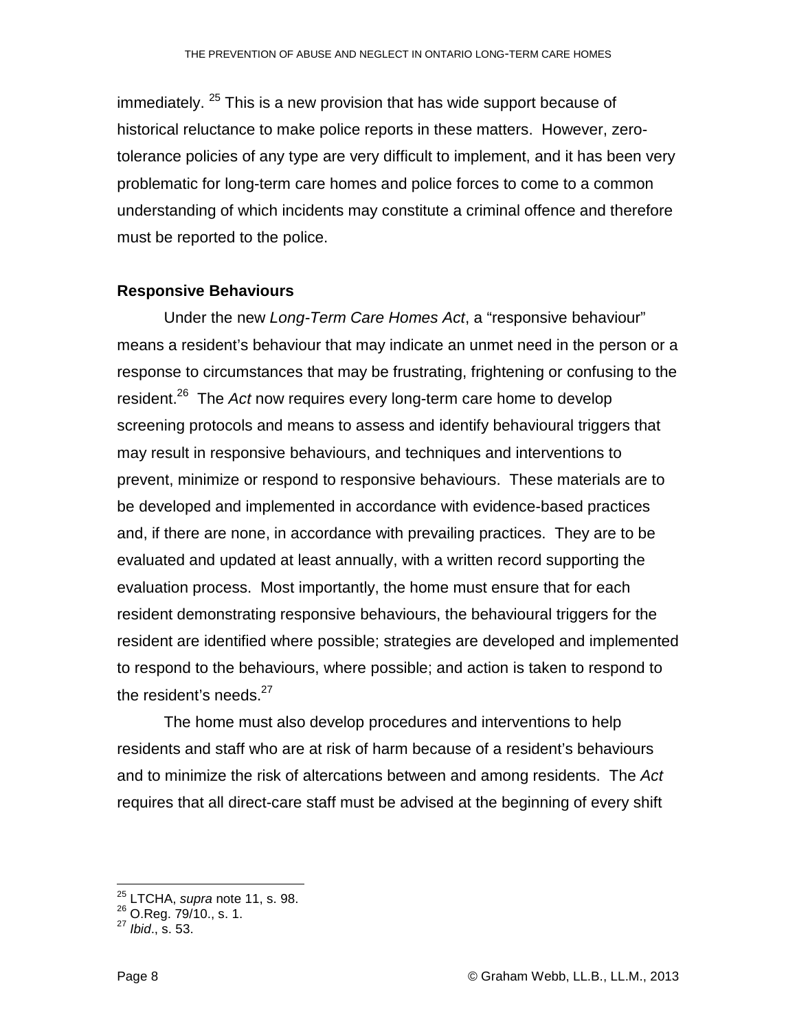immediately. [25] This is a new provision that has wide support because of historical reluctance to make police reports in these matters. However, zero-tolerance policies of any type are very difficult to implement, and it has been very problematic for long-term care homes and police forces to come to a common understanding of which incidents may constitute a criminal offence and therefore must be reported to the police.

**Responsive Behaviours**

Under the new *Long-Term Care Homes Act*, a "responsive behaviour" means a resident's behaviour that may indicate an unmet need in the person or a response to circumstances that may be frustrating, frightening or confusing to the resident.[26] The *Act* now requires every long-term care home to develop screening protocols and means to assess and identify behavioural triggers that may result in responsive behaviours, and techniques and interventions to prevent, minimize or respond to responsive behaviours. These materials are to be developed and implemented in accordance with evidence-based practices and, if there are none, in accordance with prevailing practices. They are to be evaluated and updated at least annually, with a written record supporting the evaluation process. Most importantly, the home must ensure that for each resident demonstrating responsive behaviours, the behavioural triggers for the resident are identified where possible; strategies are developed and implemented to respond to the behaviours, where possible; and action is taken to respond to the resident's needs.[27]

The home must also develop procedures and interventions to help residents and staff who are at risk of harm because of a resident's behaviours and to minimize the risk of altercations between and among residents. The *Act* requires that all direct-care staff must be advised at the beginning of every shift

---

[25] LTCHA, *supra* note 11, s. 98.
[26] O.Reg. 79/10., s. 1.
[27] *Ibid*., s. 53.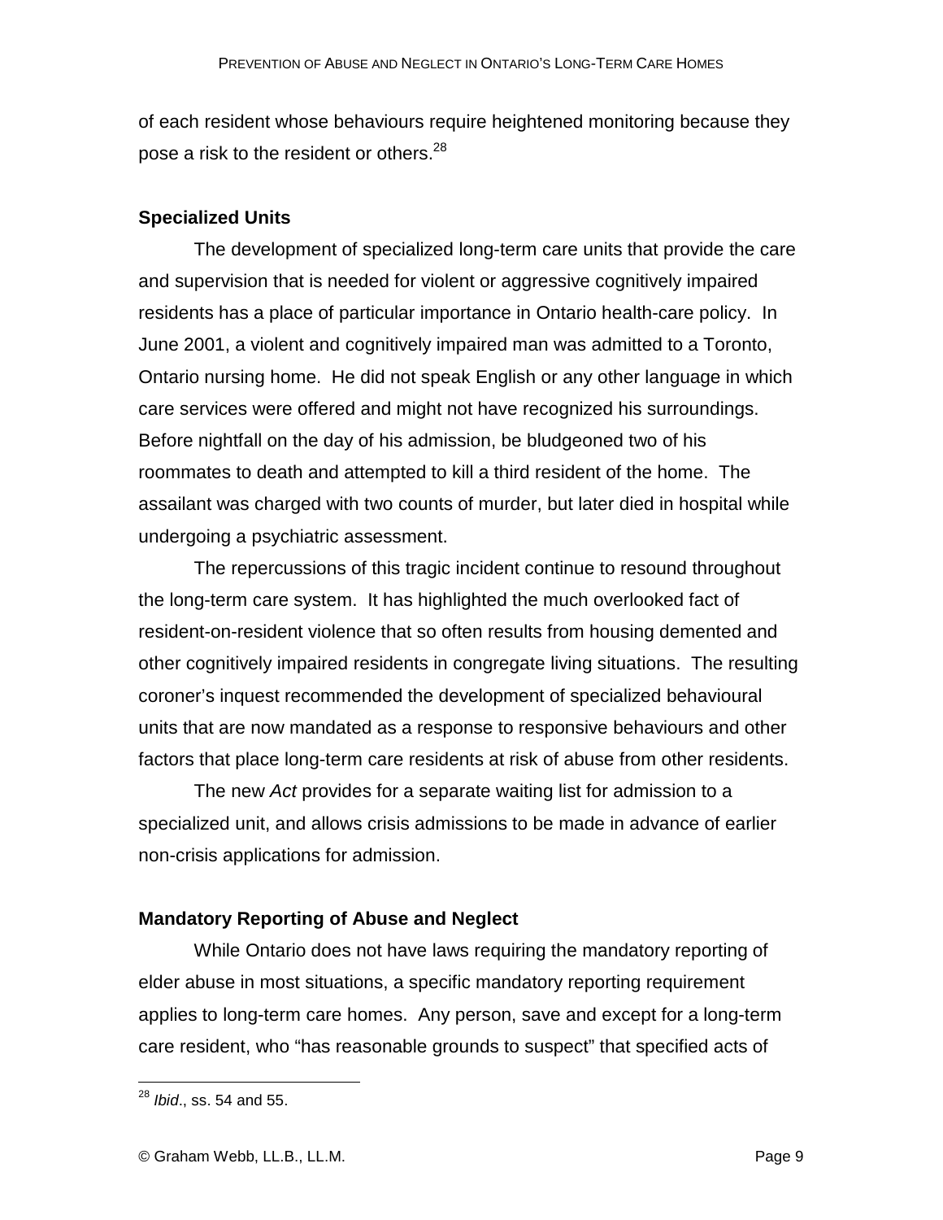of each resident whose behaviours require heightened monitoring because they pose a risk to the resident or others.[28]

### Specialized Units

The development of specialized long-term care units that provide the care and supervision that is needed for violent or aggressive cognitively impaired residents has a place of particular importance in Ontario health-care policy. In June 2001, a violent and cognitively impaired man was admitted to a Toronto, Ontario nursing home. He did not speak English or any other language in which care services were offered and might not have recognized his surroundings. Before nightfall on the day of his admission, be bludgeoned two of his roommates to death and attempted to kill a third resident of the home. The assailant was charged with two counts of murder, but later died in hospital while undergoing a psychiatric assessment.

The repercussions of this tragic incident continue to resound throughout the long-term care system. It has highlighted the much overlooked fact of resident-on-resident violence that so often results from housing demented and other cognitively impaired residents in congregate living situations. The resulting coroner's inquest recommended the development of specialized behavioural units that are now mandated as a response to responsive behaviours and other factors that place long-term care residents at risk of abuse from other residents.

The new *Act* provides for a separate waiting list for admission to a specialized unit, and allows crisis admissions to be made in advance of earlier non-crisis applications for admission.

### Mandatory Reporting of Abuse and Neglect

While Ontario does not have laws requiring the mandatory reporting of elder abuse in most situations, a specific mandatory reporting requirement applies to long-term care homes. Any person, save and except for a long-term care resident, who "has reasonable grounds to suspect" that specified acts of

---

[28] *Ibid*., ss. 54 and 55.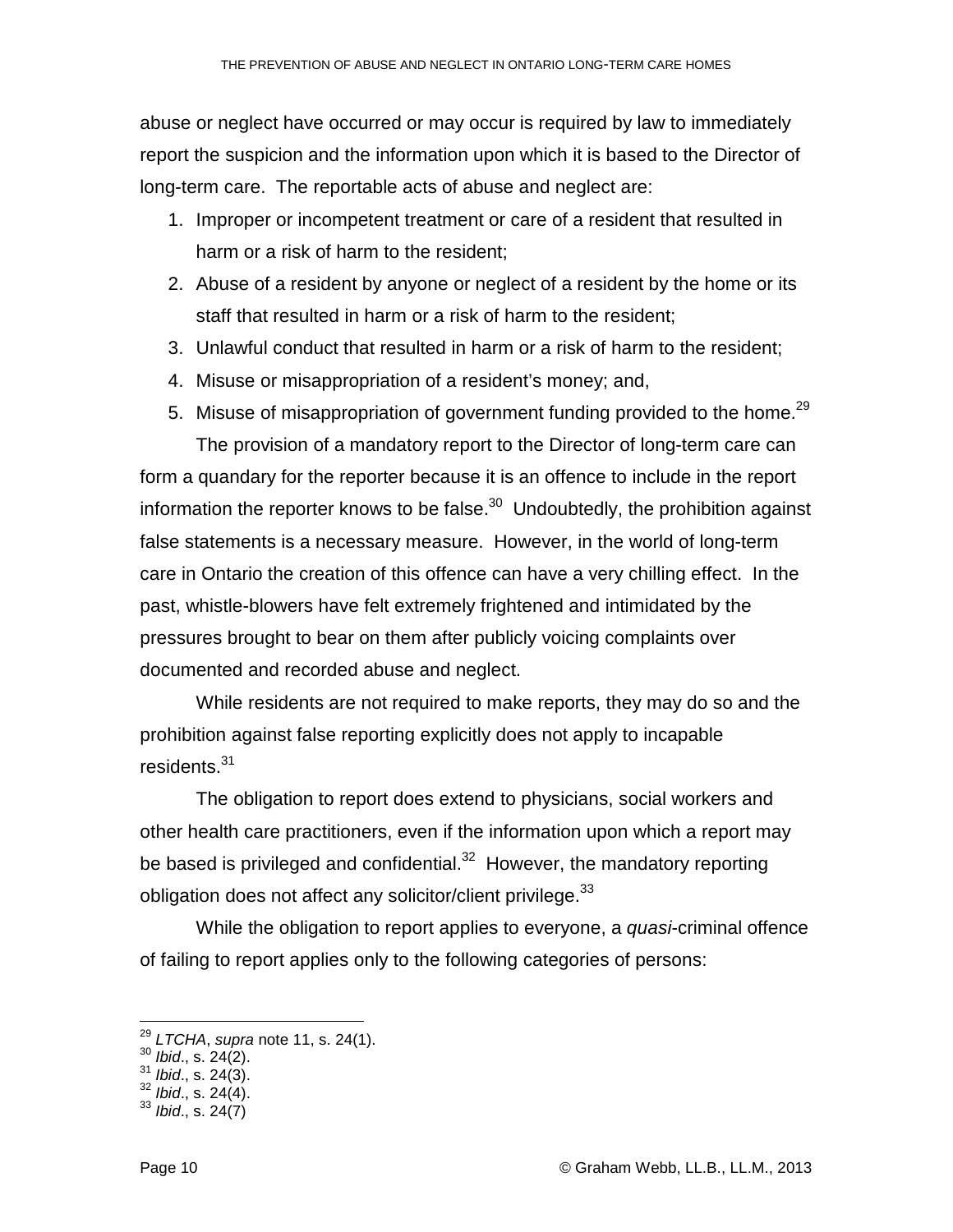abuse or neglect have occurred or may occur is required by law to immediately report the suspicion and the information upon which it is based to the Director of long-term care. The reportable acts of abuse and neglect are:

1. Improper or incompetent treatment or care of a resident that resulted in harm or a risk of harm to the resident;
2. Abuse of a resident by anyone or neglect of a resident by the home or its staff that resulted in harm or a risk of harm to the resident;
3. Unlawful conduct that resulted in harm or a risk of harm to the resident;
4. Misuse or misappropriation of a resident's money; and,
5. Misuse of misappropriation of government funding provided to the home.[29]

The provision of a mandatory report to the Director of long-term care can form a quandary for the reporter because it is an offence to include in the report information the reporter knows to be false.[30] Undoubtedly, the prohibition against false statements is a necessary measure. However, in the world of long-term care in Ontario the creation of this offence can have a very chilling effect. In the past, whistle-blowers have felt extremely frightened and intimidated by the pressures brought to bear on them after publicly voicing complaints over documented and recorded abuse and neglect.

While residents are not required to make reports, they may do so and the prohibition against false reporting explicitly does not apply to incapable residents.[31]

The obligation to report does extend to physicians, social workers and other health care practitioners, even if the information upon which a report may be based is privileged and confidential.[32] However, the mandatory reporting obligation does not affect any solicitor/client privilege.[33]

While the obligation to report applies to everyone, a *quasi*-criminal offence of failing to report applies only to the following categories of persons:

---

[29] *LTCHA*, *supra* note 11, s. 24(1).
[30] *Ibid*., s. 24(2).
[31] *Ibid*., s. 24(3).
[32] *Ibid*., s. 24(4).
[33] *Ibid*., s. 24(7)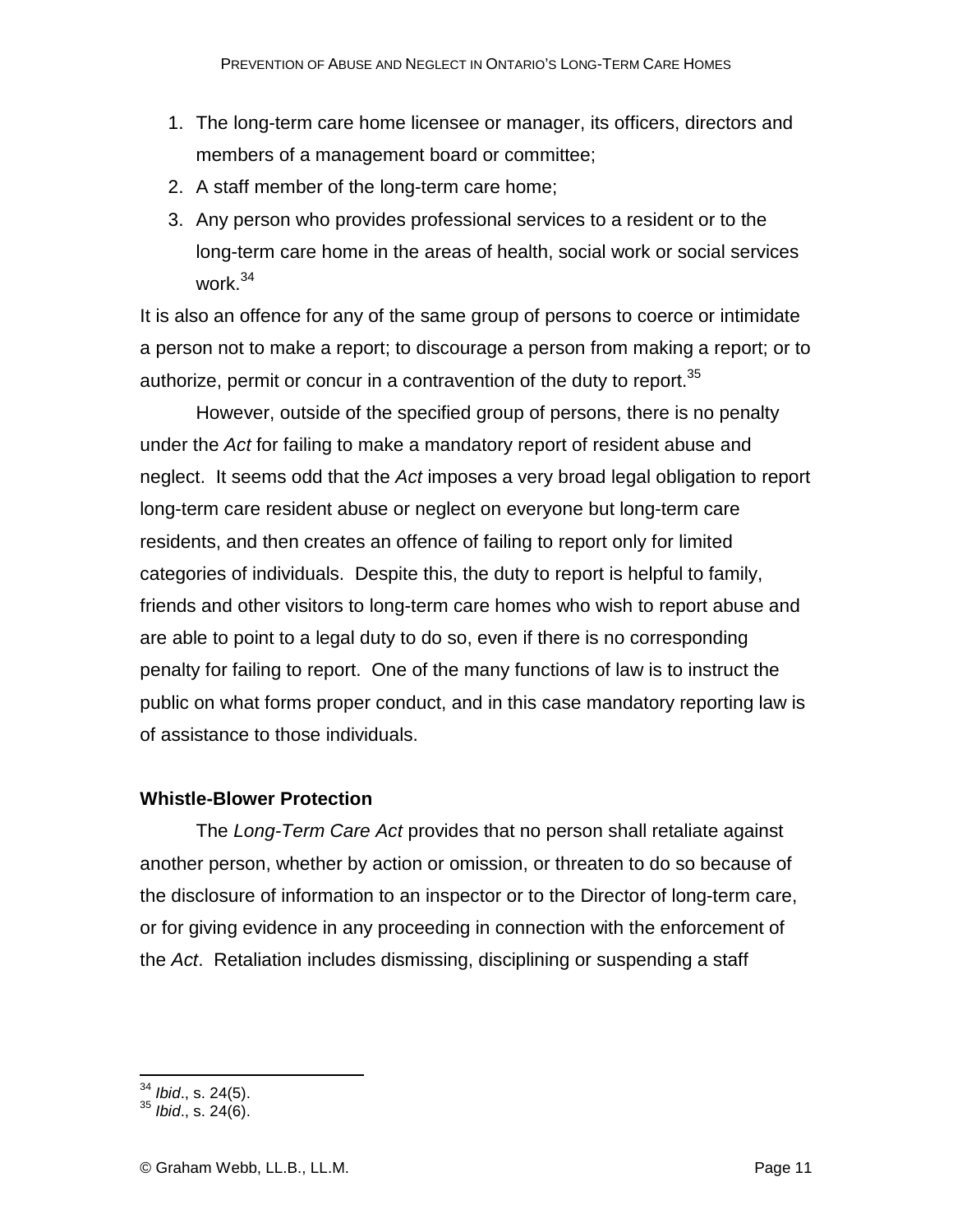1. The long-term care home licensee or manager, its officers, directors and members of a management board or committee;
2. A staff member of the long-term care home;
3. Any person who provides professional services to a resident or to the long-term care home in the areas of health, social work or social services work.[34]

It is also an offence for any of the same group of persons to coerce or intimidate a person not to make a report; to discourage a person from making a report; or to authorize, permit or concur in a contravention of the duty to report.[35]

However, outside of the specified group of persons, there is no penalty under the *Act* for failing to make a mandatory report of resident abuse and neglect. It seems odd that the *Act* imposes a very broad legal obligation to report long-term care resident abuse or neglect on everyone but long-term care residents, and then creates an offence of failing to report only for limited categories of individuals. Despite this, the duty to report is helpful to family, friends and other visitors to long-term care homes who wish to report abuse and are able to point to a legal duty to do so, even if there is no corresponding penalty for failing to report. One of the many functions of law is to instruct the public on what forms proper conduct, and in this case mandatory reporting law is of assistance to those individuals.

**Whistle-Blower Protection**

The *Long-Term Care Act* provides that no person shall retaliate against another person, whether by action or omission, or threaten to do so because of the disclosure of information to an inspector or to the Director of long-term care, or for giving evidence in any proceeding in connection with the enforcement of the *Act*. Retaliation includes dismissing, disciplining or suspending a staff

---

[34] *Ibid*., s. 24(5).
[35] *Ibid*., s. 24(6).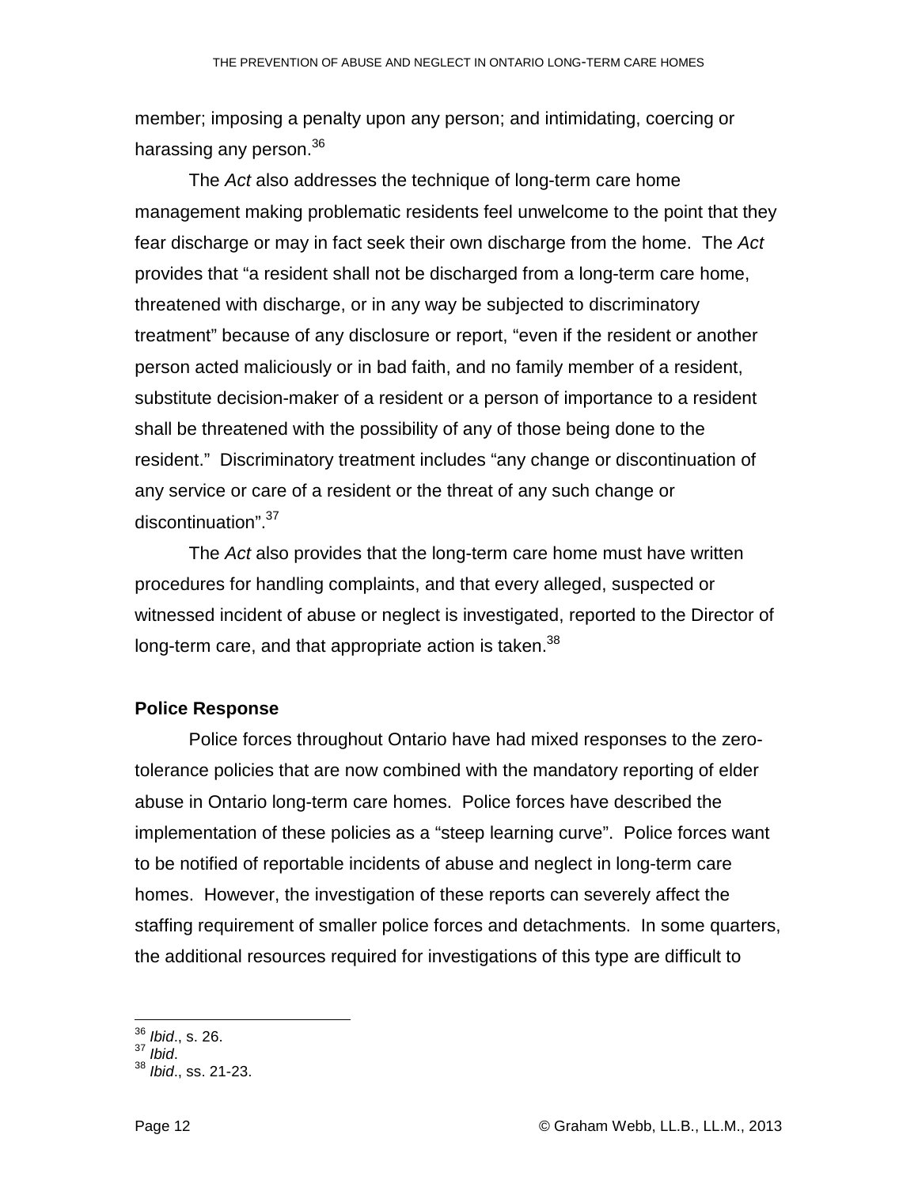member; imposing a penalty upon any person; and intimidating, coercing or harassing any person.[36]

The *Act* also addresses the technique of long-term care home management making problematic residents feel unwelcome to the point that they fear discharge or may in fact seek their own discharge from the home. The *Act* provides that "a resident shall not be discharged from a long-term care home, threatened with discharge, or in any way be subjected to discriminatory treatment" because of any disclosure or report, "even if the resident or another person acted maliciously or in bad faith, and no family member of a resident, substitute decision-maker of a resident or a person of importance to a resident shall be threatened with the possibility of any of those being done to the resident." Discriminatory treatment includes "any change or discontinuation of any service or care of a resident or the threat of any such change or discontinuation".[37]

The *Act* also provides that the long-term care home must have written procedures for handling complaints, and that every alleged, suspected or witnessed incident of abuse or neglect is investigated, reported to the Director of long-term care, and that appropriate action is taken.[38]

**Police Response**

Police forces throughout Ontario have had mixed responses to the zero-tolerance policies that are now combined with the mandatory reporting of elder abuse in Ontario long-term care homes. Police forces have described the implementation of these policies as a "steep learning curve". Police forces want to be notified of reportable incidents of abuse and neglect in long-term care homes. However, the investigation of these reports can severely affect the staffing requirement of smaller police forces and detachments. In some quarters, the additional resources required for investigations of this type are difficult to

---

[36] *Ibid*., s. 26.
[37] *Ibid*.
[38] *Ibid*., ss. 21-23.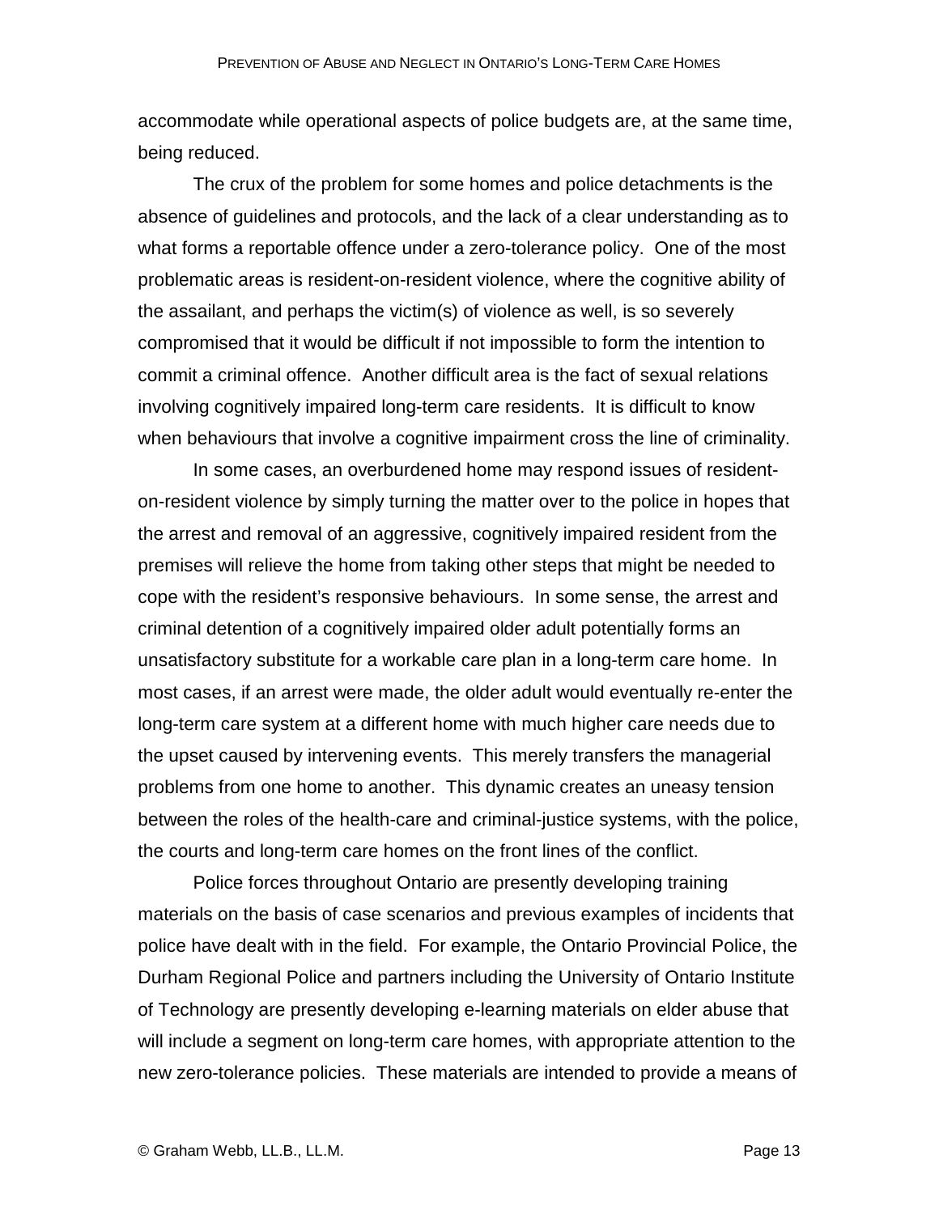accommodate while operational aspects of police budgets are, at the same time, being reduced.

The crux of the problem for some homes and police detachments is the absence of guidelines and protocols, and the lack of a clear understanding as to what forms a reportable offence under a zero-tolerance policy. One of the most problematic areas is resident-on-resident violence, where the cognitive ability of the assailant, and perhaps the victim(s) of violence as well, is so severely compromised that it would be difficult if not impossible to form the intention to commit a criminal offence. Another difficult area is the fact of sexual relations involving cognitively impaired long-term care residents. It is difficult to know when behaviours that involve a cognitive impairment cross the line of criminality.

In some cases, an overburdened home may respond issues of resident-on-resident violence by simply turning the matter over to the police in hopes that the arrest and removal of an aggressive, cognitively impaired resident from the premises will relieve the home from taking other steps that might be needed to cope with the resident's responsive behaviours. In some sense, the arrest and criminal detention of a cognitively impaired older adult potentially forms an unsatisfactory substitute for a workable care plan in a long-term care home. In most cases, if an arrest were made, the older adult would eventually re-enter the long-term care system at a different home with much higher care needs due to the upset caused by intervening events. This merely transfers the managerial problems from one home to another. This dynamic creates an uneasy tension between the roles of the health-care and criminal-justice systems, with the police, the courts and long-term care homes on the front lines of the conflict.

Police forces throughout Ontario are presently developing training materials on the basis of case scenarios and previous examples of incidents that police have dealt with in the field. For example, the Ontario Provincial Police, the Durham Regional Police and partners including the University of Ontario Institute of Technology are presently developing e-learning materials on elder abuse that will include a segment on long-term care homes, with appropriate attention to the new zero-tolerance policies. These materials are intended to provide a means of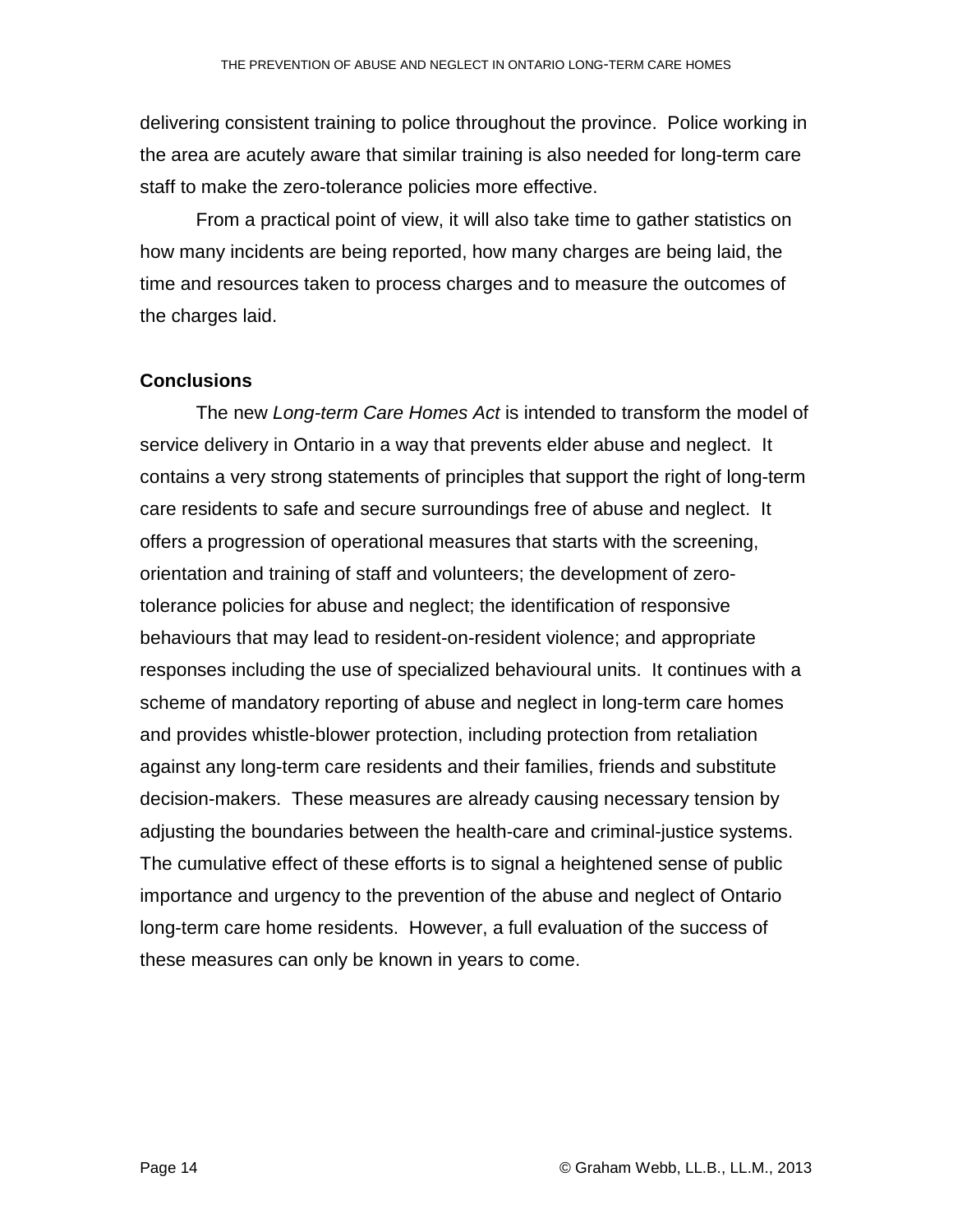delivering consistent training to police throughout the province. Police working in the area are acutely aware that similar training is also needed for long-term care staff to make the zero-tolerance policies more effective.

From a practical point of view, it will also take time to gather statistics on how many incidents are being reported, how many charges are being laid, the time and resources taken to process charges and to measure the outcomes of the charges laid.

**Conclusions**

The new *Long-term Care Homes Act* is intended to transform the model of service delivery in Ontario in a way that prevents elder abuse and neglect. It contains a very strong statements of principles that support the right of long-term care residents to safe and secure surroundings free of abuse and neglect. It offers a progression of operational measures that starts with the screening, orientation and training of staff and volunteers; the development of zero-tolerance policies for abuse and neglect; the identification of responsive behaviours that may lead to resident-on-resident violence; and appropriate responses including the use of specialized behavioural units. It continues with a scheme of mandatory reporting of abuse and neglect in long-term care homes and provides whistle-blower protection, including protection from retaliation against any long-term care residents and their families, friends and substitute decision-makers. These measures are already causing necessary tension by adjusting the boundaries between the health-care and criminal-justice systems. The cumulative effect of these efforts is to signal a heightened sense of public importance and urgency to the prevention of the abuse and neglect of Ontario long-term care home residents. However, a full evaluation of the success of these measures can only be known in years to come.

© Graham Webb, LL.B., LL.M., 2013